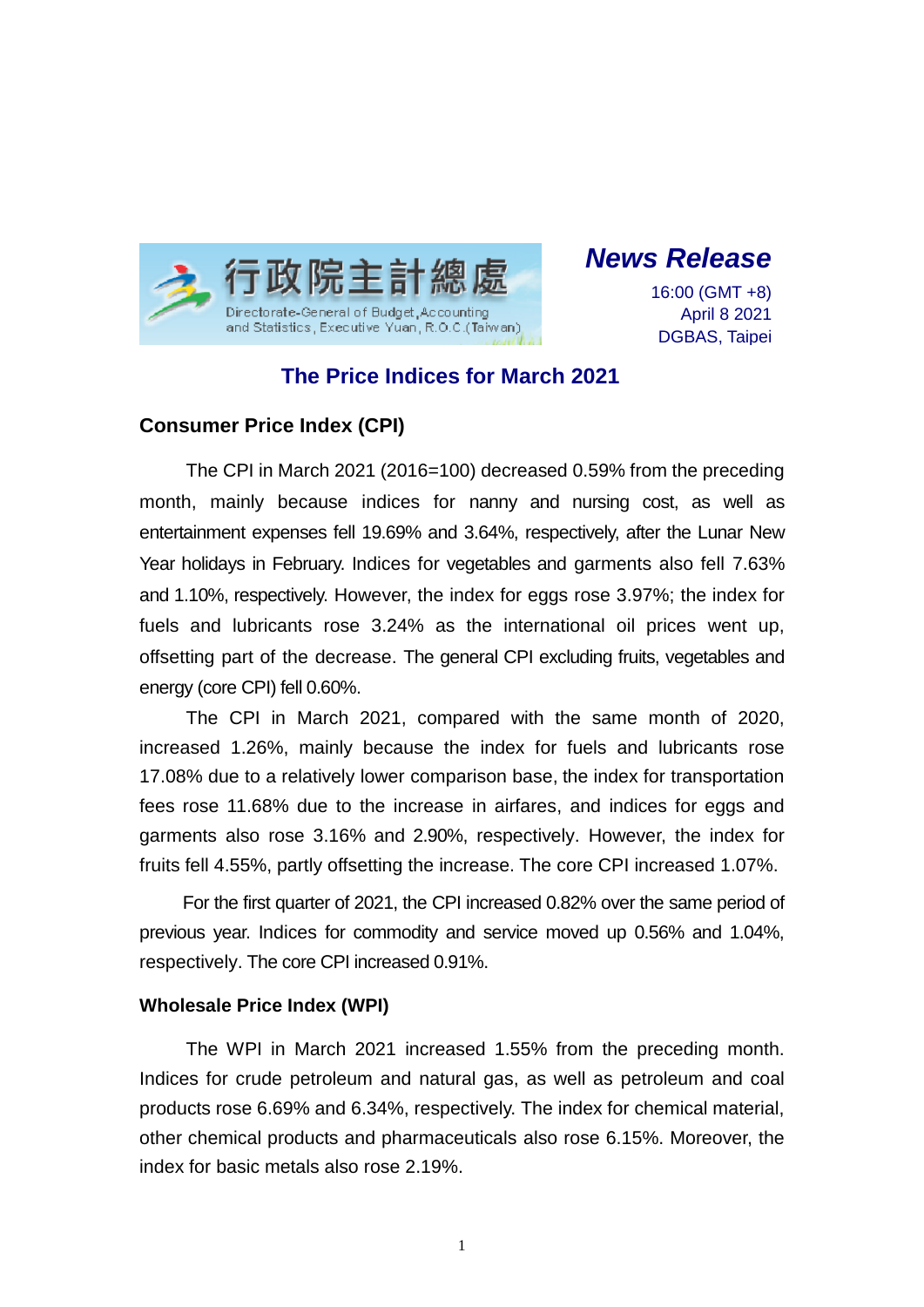行政院主計總處
Directorate-General of Budget, Accounting and Statistics, Executive Yuan, R.O.C.(Taiwan)

***News Release***

16:00 (GMT +8)
April 8 2021
DGBAS, Taipei

# The Price Indices for March 2021

## Consumer Price Index (CPI)

The CPI in March 2021 (2016=100) decreased 0.59% from the preceding month, mainly because indices for nanny and nursing cost, as well as entertainment expenses fell 19.69% and 3.64%, respectively, after the Lunar New Year holidays in February. Indices for vegetables and garments also fell 7.63% and 1.10%, respectively. However, the index for eggs rose 3.97%; the index for fuels and lubricants rose 3.24% as the international oil prices went up, offsetting part of the decrease. The general CPI excluding fruits, vegetables and energy (core CPI) fell 0.60%.

The CPI in March 2021, compared with the same month of 2020, increased 1.26%, mainly because the index for fuels and lubricants rose 17.08% due to a relatively lower comparison base, the index for transportation fees rose 11.68% due to the increase in airfares, and indices for eggs and garments also rose 3.16% and 2.90%, respectively. However, the index for fruits fell 4.55%, partly offsetting the increase. The core CPI increased 1.07%.

For the first quarter of 2021, the CPI increased 0.82% over the same period of previous year. Indices for commodity and service moved up 0.56% and 1.04%, respectively. The core CPI increased 0.91%.

## Wholesale Price Index (WPI)

The WPI in March 2021 increased 1.55% from the preceding month. Indices for crude petroleum and natural gas, as well as petroleum and coal products rose 6.69% and 6.34%, respectively. The index for chemical material, other chemical products and pharmaceuticals also rose 6.15%. Moreover, the index for basic metals also rose 2.19%.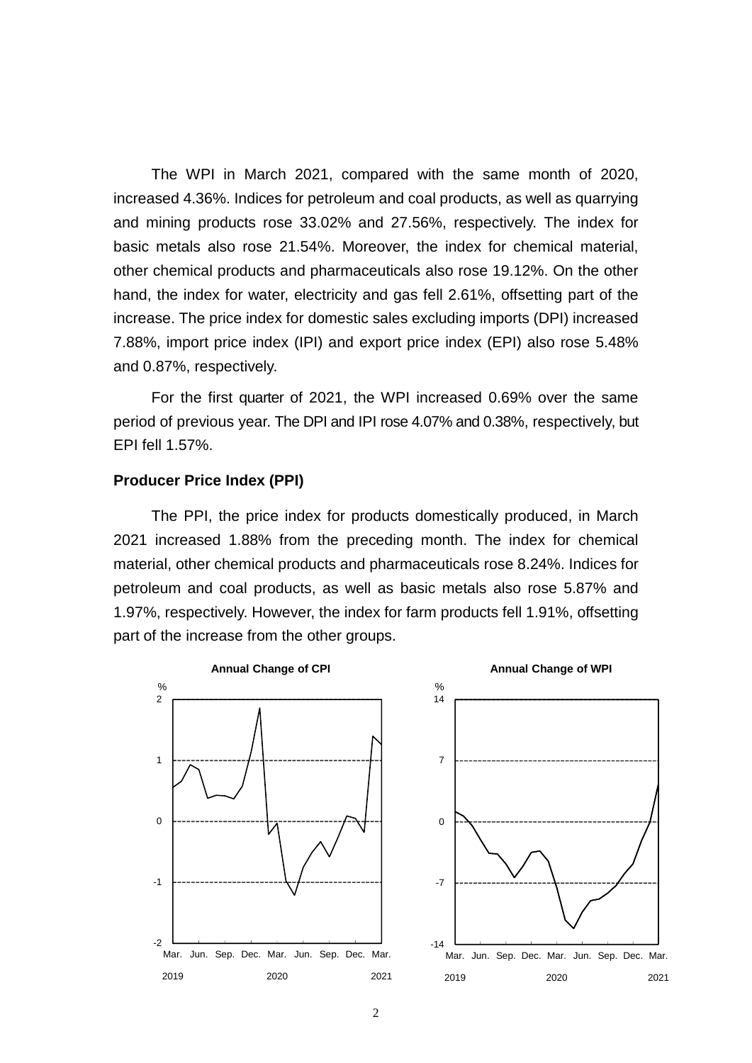The WPI in March 2021, compared with the same month of 2020, increased 4.36%. Indices for petroleum and coal products, as well as quarrying and mining products rose 33.02% and 27.56%, respectively. The index for basic metals also rose 21.54%. Moreover, the index for chemical material, other chemical products and pharmaceuticals also rose 19.12%. On the other hand, the index for water, electricity and gas fell 2.61%, offsetting part of the increase. The price index for domestic sales excluding imports (DPI) increased 7.88%, import price index (IPI) and export price index (EPI) also rose 5.48% and 0.87%, respectively.

For the first quarter of 2021, the WPI increased 0.69% over the same period of previous year. The DPI and IPI rose 4.07% and 0.38%, respectively, but EPI fell 1.57%.

**Producer Price Index (PPI)**

The PPI, the price index for products domestically produced, in March 2021 increased 1.88% from the preceding month. The index for chemical material, other chemical products and pharmaceuticals rose 8.24%. Indices for petroleum and coal products, as well as basic metals also rose 5.87% and 1.97%, respectively. However, the index for farm products fell 1.91%, offsetting part of the increase from the other groups.

**Annual Change of CPI**

**Annual Change of WPI**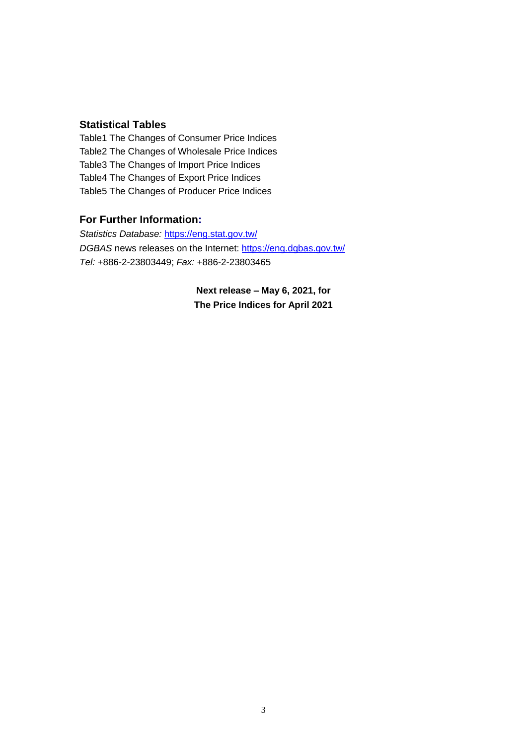## Statistical Tables

Table1 The Changes of Consumer Price Indices
Table2 The Changes of Wholesale Price Indices
Table3 The Changes of Import Price Indices
Table4 The Changes of Export Price Indices
Table5 The Changes of Producer Price Indices

## For Further Information:

*Statistics Database:* https://eng.stat.gov.tw/
*DGBAS* news releases on the Internet: https://eng.dgbas.gov.tw/
*Tel:* +886-2-23803449; *Fax:* +886-2-23803465

**Next release – May 6, 2021, for**
**The Price Indices for April 2021**